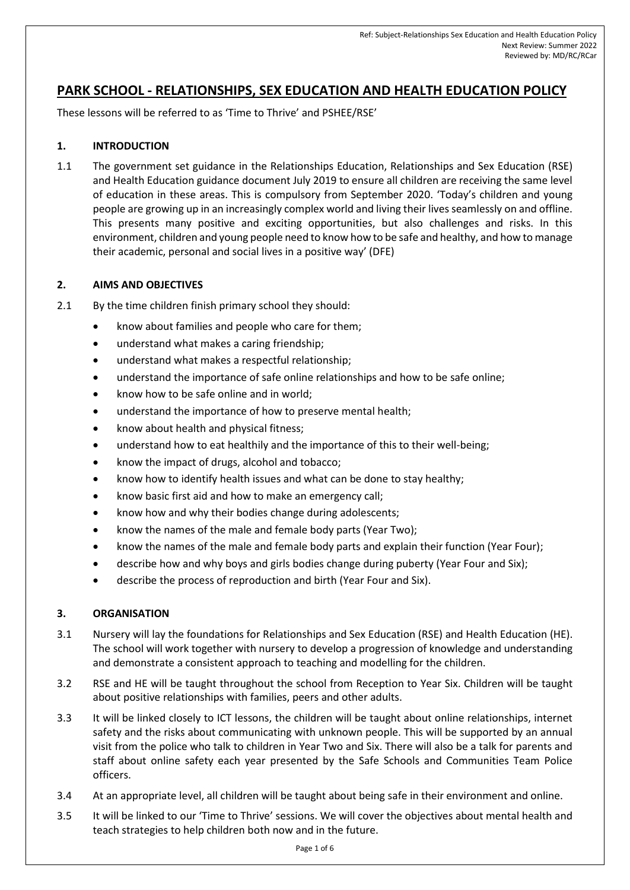# PARK SCHOOL - RELATIONSHIPS, SEX EDUCATION AND HEALTH EDUCATION POLICY

These lessons will be referred to as 'Time to Thrive' and PSHEE/RSE'

## 1. INTRODUCTION

1.1 The government set guidance in the Relationships Education, Relationships and Sex Education (RSE) and Health Education guidance document July 2019 to ensure all children are receiving the same level of education in these areas. This is compulsory from September 2020. 'Today's children and young people are growing up in an increasingly complex world and living their lives seamlessly on and offline. This presents many positive and exciting opportunities, but also challenges and risks. In this environment, children and young people need to know how to be safe and healthy, and how to manage their academic, personal and social lives in a positive way' (DFE)

## 2. AIMS AND OBJECTIVES

2.1 By the time children finish primary school they should:

- know about families and people who care for them;
- understand what makes a caring friendship;
- understand what makes a respectful relationship;
- understand the importance of safe online relationships and how to be safe online;
- know how to be safe online and in world;
- understand the importance of how to preserve mental health;
- know about health and physical fitness;
- understand how to eat healthily and the importance of this to their well-being;
- know the impact of drugs, alcohol and tobacco;
- know how to identify health issues and what can be done to stay healthy;
- know basic first aid and how to make an emergency call;
- know how and why their bodies change during adolescents;
- know the names of the male and female body parts (Year Two);
- know the names of the male and female body parts and explain their function (Year Four);
- describe how and why boys and girls bodies change during puberty (Year Four and Six);
- describe the process of reproduction and birth (Year Four and Six).

## 3. ORGANISATION

3.1 Nursery will lay the foundations for Relationships and Sex Education (RSE) and Health Education (HE). The school will work together with nursery to develop a progression of knowledge and understanding and demonstrate a consistent approach to teaching and modelling for the children.

3.2 RSE and HE will be taught throughout the school from Reception to Year Six. Children will be taught about positive relationships with families, peers and other adults.

3.3 It will be linked closely to ICT lessons, the children will be taught about online relationships, internet safety and the risks about communicating with unknown people. This will be supported by an annual visit from the police who talk to children in Year Two and Six. There will also be a talk for parents and staff about online safety each year presented by the Safe Schools and Communities Team Police officers.

3.4 At an appropriate level, all children will be taught about being safe in their environment and online.

3.5 It will be linked to our 'Time to Thrive' sessions. We will cover the objectives about mental health and teach strategies to help children both now and in the future.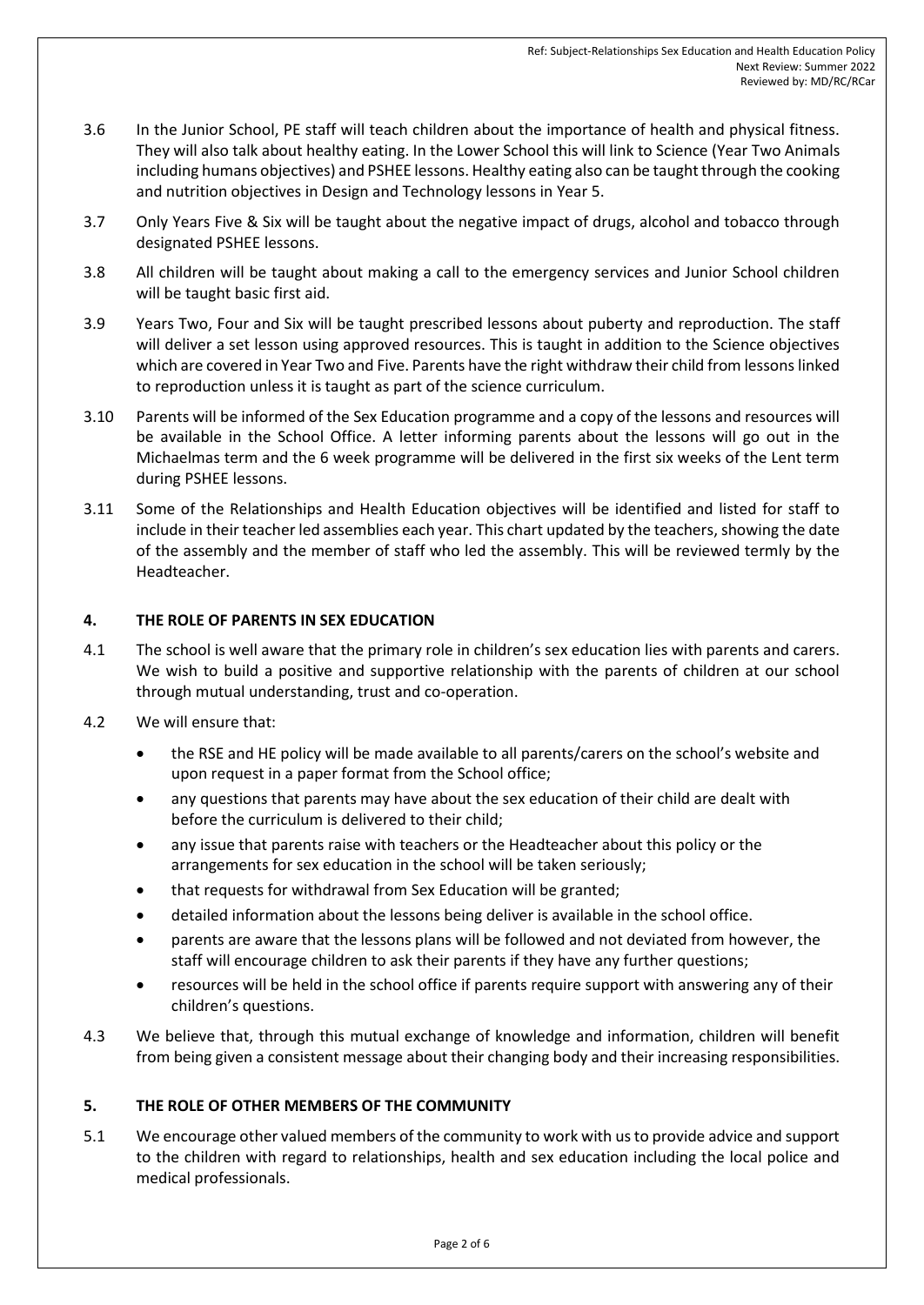3.6 In the Junior School, PE staff will teach children about the importance of health and physical fitness. They will also talk about healthy eating. In the Lower School this will link to Science (Year Two Animals including humans objectives) and PSHEE lessons. Healthy eating also can be taught through the cooking and nutrition objectives in Design and Technology lessons in Year 5.

3.7 Only Years Five & Six will be taught about the negative impact of drugs, alcohol and tobacco through designated PSHEE lessons.

3.8 All children will be taught about making a call to the emergency services and Junior School children will be taught basic first aid.

3.9 Years Two, Four and Six will be taught prescribed lessons about puberty and reproduction. The staff will deliver a set lesson using approved resources. This is taught in addition to the Science objectives which are covered in Year Two and Five. Parents have the right withdraw their child from lessons linked to reproduction unless it is taught as part of the science curriculum.

3.10 Parents will be informed of the Sex Education programme and a copy of the lessons and resources will be available in the School Office. A letter informing parents about the lessons will go out in the Michaelmas term and the 6 week programme will be delivered in the first six weeks of the Lent term during PSHEE lessons.

3.11 Some of the Relationships and Health Education objectives will be identified and listed for staff to include in their teacher led assemblies each year. This chart updated by the teachers, showing the date of the assembly and the member of staff who led the assembly. This will be reviewed termly by the Headteacher.

## 4. THE ROLE OF PARENTS IN SEX EDUCATION

4.1 The school is well aware that the primary role in children's sex education lies with parents and carers. We wish to build a positive and supportive relationship with the parents of children at our school through mutual understanding, trust and co-operation.

4.2 We will ensure that:

- the RSE and HE policy will be made available to all parents/carers on the school's website and upon request in a paper format from the School office;
- any questions that parents may have about the sex education of their child are dealt with before the curriculum is delivered to their child;
- any issue that parents raise with teachers or the Headteacher about this policy or the arrangements for sex education in the school will be taken seriously;
- that requests for withdrawal from Sex Education will be granted;
- detailed information about the lessons being deliver is available in the school office.
- parents are aware that the lessons plans will be followed and not deviated from however, the staff will encourage children to ask their parents if they have any further questions;
- resources will be held in the school office if parents require support with answering any of their children's questions.

4.3 We believe that, through this mutual exchange of knowledge and information, children will benefit from being given a consistent message about their changing body and their increasing responsibilities.

## 5. THE ROLE OF OTHER MEMBERS OF THE COMMUNITY

5.1 We encourage other valued members of the community to work with us to provide advice and support to the children with regard to relationships, health and sex education including the local police and medical professionals.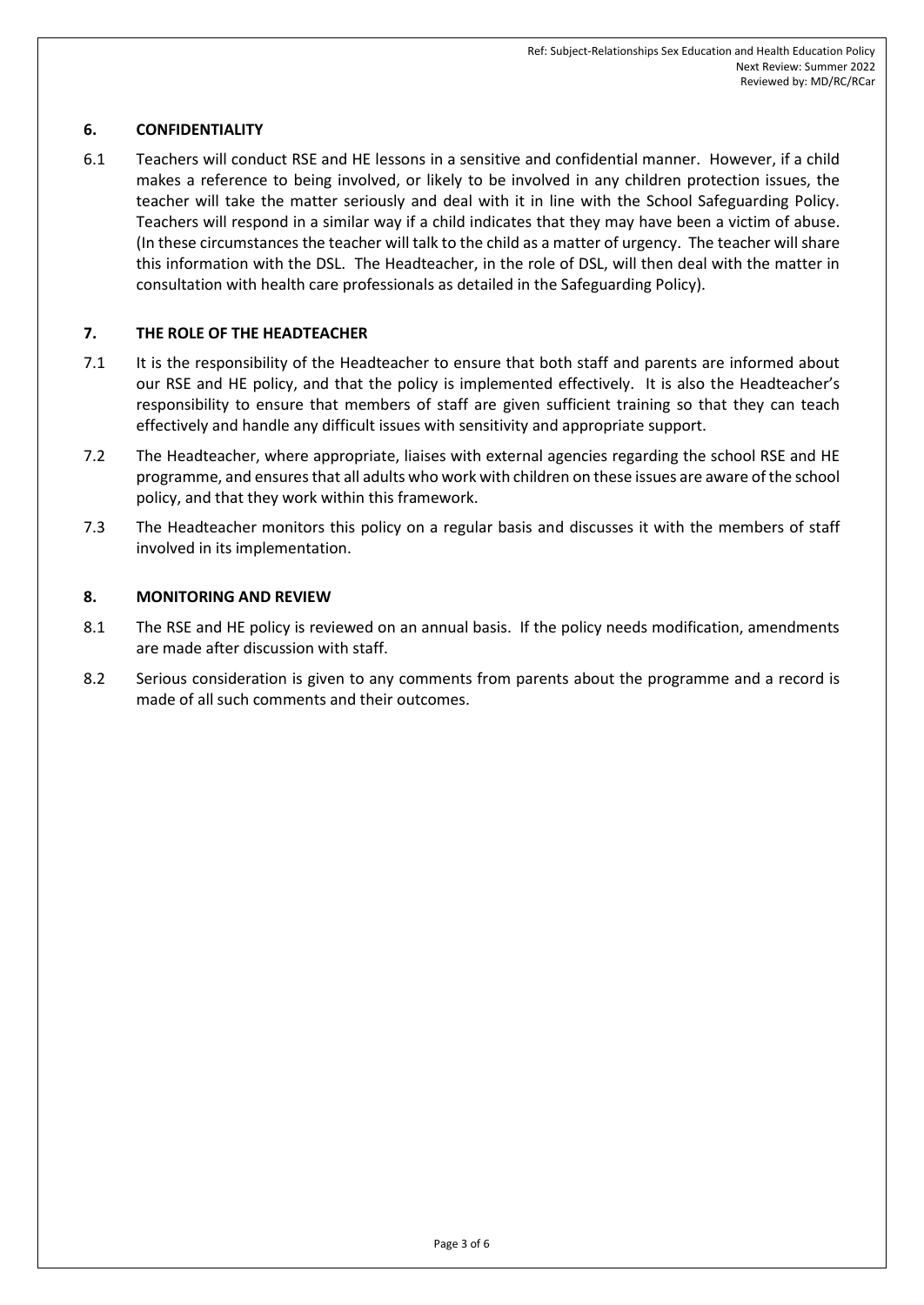## 6. CONFIDENTIALITY

6.1 Teachers will conduct RSE and HE lessons in a sensitive and confidential manner. However, if a child makes a reference to being involved, or likely to be involved in any children protection issues, the teacher will take the matter seriously and deal with it in line with the School Safeguarding Policy. Teachers will respond in a similar way if a child indicates that they may have been a victim of abuse. (In these circumstances the teacher will talk to the child as a matter of urgency. The teacher will share this information with the DSL. The Headteacher, in the role of DSL, will then deal with the matter in consultation with health care professionals as detailed in the Safeguarding Policy).

## 7. THE ROLE OF THE HEADTEACHER

7.1 It is the responsibility of the Headteacher to ensure that both staff and parents are informed about our RSE and HE policy, and that the policy is implemented effectively. It is also the Headteacher's responsibility to ensure that members of staff are given sufficient training so that they can teach effectively and handle any difficult issues with sensitivity and appropriate support.

7.2 The Headteacher, where appropriate, liaises with external agencies regarding the school RSE and HE programme, and ensures that all adults who work with children on these issues are aware of the school policy, and that they work within this framework.

7.3 The Headteacher monitors this policy on a regular basis and discusses it with the members of staff involved in its implementation.

## 8. MONITORING AND REVIEW

8.1 The RSE and HE policy is reviewed on an annual basis. If the policy needs modification, amendments are made after discussion with staff.

8.2 Serious consideration is given to any comments from parents about the programme and a record is made of all such comments and their outcomes.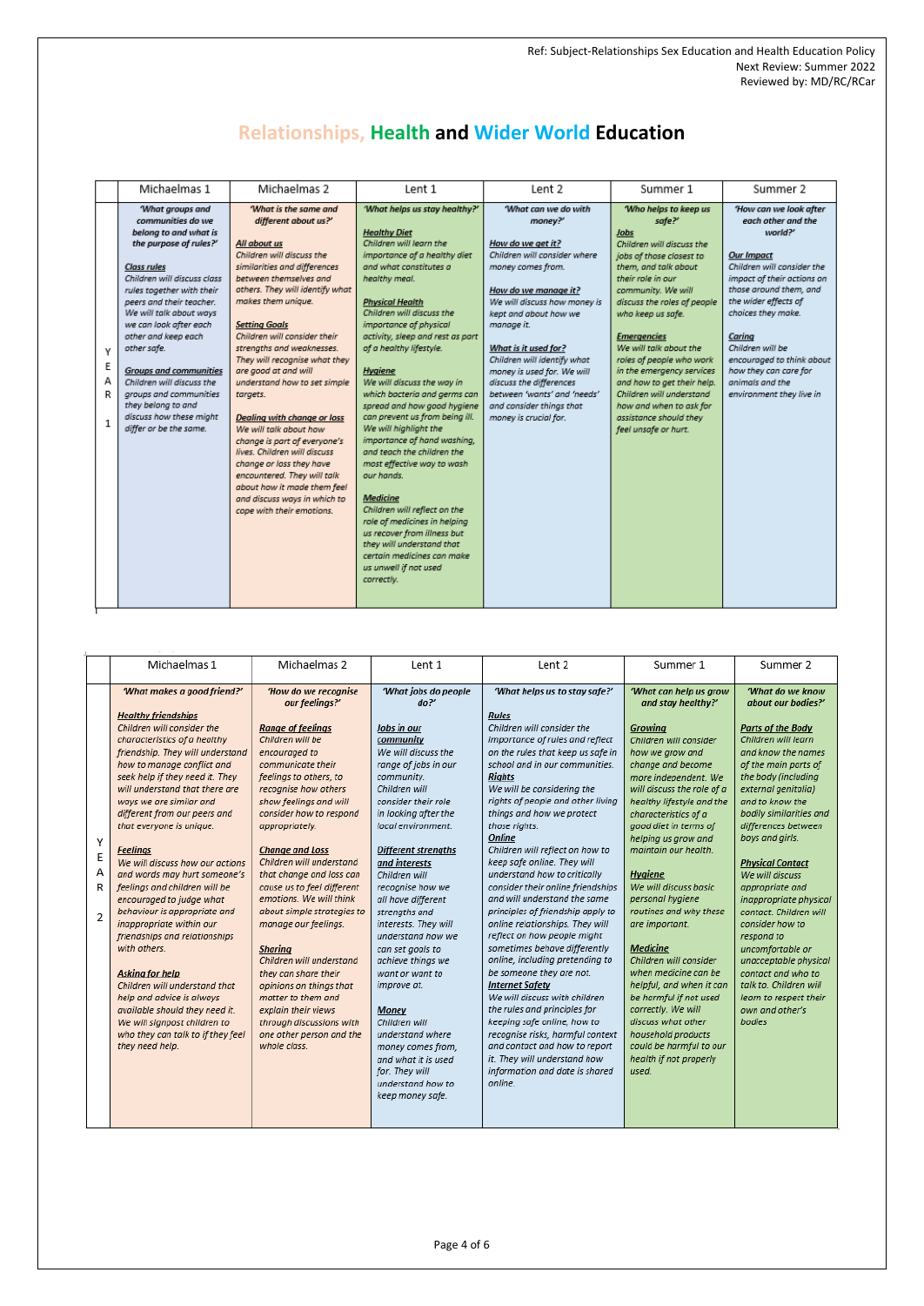# Relationships, Health and Wider World Education

| | Michaelmas 1 | Michaelmas 2 | Lent 1 | Lent 2 | Summer 1 | Summer 2 |
|---|---|---|---|---|---|---|
| YEAR 1 | *'What groups and communities do we belong to and what is the purpose of rules?'* <br><br> ***Class rules*** <br> *Children will discuss class rules together with their peers and their teacher. We will talk about ways we can look after each other and keep each other safe.* <br><br> ***Groups and communities*** <br> *Children will discuss the groups and communities they belong to and discuss how these might differ or be the same.* | *'What is the same and different about us?'* <br><br> ***All about us*** <br> *Children will discuss the similarities and differences between themselves and others. They will identify what makes them unique.* <br><br> ***Setting Goals*** <br> *Children will consider their strengths and weaknesses. They will recognise what they are good at and will understand how to set simple targets.* <br><br> ***Dealing with change or loss*** <br> *We will talk about how change is part of everyone's lives. Children will discuss change or loss they have encountered. They will talk about how it made them feel and discuss ways in which to cope with their emotions.* | *'What helps us stay healthy?'* <br><br> ***Healthy Diet*** <br> *Children will learn the importance of a healthy diet and what constitutes a healthy meal.* <br><br> ***Physical Health*** <br> *Children will discuss the importance of physical activity, sleep and rest as part of a healthy lifestyle.* <br><br> ***Hygiene*** <br> *We will discuss the way in which bacteria and germs can spread and how good hygiene can prevent us from being ill. We will highlight the importance of hand washing, and teach the children the most effective way to wash our hands.* <br><br> ***Medicine*** <br> *Children will reflect on the role of medicines in helping us recover from illness but they will understand that certain medicines can make us unwell if not used correctly.* | *'What can we do with money?'* <br><br> ***How do we get it?*** <br> *Children will consider where money comes from.* <br><br> ***How do we manage it?*** <br> *We will discuss how money is kept and about how we manage it.* <br><br> ***What is it used for?*** <br> *Children will identify what money is used for. We will discuss the differences between 'wants' and 'needs' and consider things that money is crucial for.* | *'Who helps to keep us safe?'* <br><br> ***Jobs*** <br> *Children will discuss the jobs of those closest to them, and talk about their role in our community. We will discuss the roles of people who keep us safe.* <br><br> ***Emergencies*** <br> *We will talk about the roles of people who work in the emergency services and how to get their help. Children will understand how and when to ask for assistance should they feel unsafe or hurt.* | *'How can we look after each other and the world?'* <br><br> ***Our Impact*** <br> *Children will consider the impact of their actions on those around them, and the wider effects of choices they make.* <br><br> ***Caring*** <br> *Children will be encouraged to think about how they can care for animals and the environment they live in* |

| | Michaelmas 1 | Michaelmas 2 | Lent 1 | Lent 2 | Summer 1 | Summer 2 |
|---|---|---|---|---|---|---|
| YEAR 2 | *'What makes a good friend?'* <br><br> ***Healthy friendships*** <br> *Children will consider the characteristics of a healthy friendship. They will understand how to manage conflict and seek help if they need it. They will understand that there are ways we are similar and different from our peers and that everyone is unique.* <br><br> ***Feelings*** <br> *We will discuss how our actions and words may hurt someone's feelings and children will be encouraged to judge what behaviour is appropriate and inappropriate within our friendships and relationships with others.* <br><br> ***Asking for help*** <br> *Children will understand that help and advice is always available should they need it. We will signpost children to who they can talk to if they feel they need help.* | *'How do we recognise our feelings?'* <br><br> ***Range of feelings*** <br> *Children will be encouraged to communicate their feelings to others, to recognise how others show feelings and will consider how to respond appropriately.* <br><br> ***Change and Loss*** <br> *Children will understand that change and loss can cause us to feel different emotions. We will think about simple strategies to manage our feelings.* <br><br> ***Sharing*** <br> *Children will understand they can share their opinions on things that matter to them and explain their views through discussions with one other person and the whole class.* | *'What jobs do people do?'* <br><br> ***Jobs in our community*** <br> *We will discuss the range of jobs in our community. Children will consider their role in looking after the local environment.* <br><br> ***Different strengths and interests*** <br> *Children will recognise how we all have different strengths and interests. They will understand how we can set goals to achieve things we want or want to improve at.* <br><br> ***Money*** <br> *Children will understand where money comes from, and what it is used for. They will understand how to keep money safe.* | *'What helps us to stay safe?'* <br><br> ***Rules*** <br> *Children will consider the importance of rules and reflect on the rules that keep us safe in school and in our communities.* <br> ***Rights*** <br> *We will be considering the rights of people and other living things and how we protect those rights.* <br> ***Online*** <br> *Children will reflect on how to keep safe online. They will understand how to critically consider their online friendships and will understand the same principles of friendship apply to online relationships. They will reflect on how people might sometimes behave differently online, including pretending to be someone they are not.* <br> ***Internet Safety*** <br> *We will discuss with children the rules and principles for keeping safe online, how to recognise risks, harmful context and contact and how to report it. They will understand how information and date is shared online.* | *'What can help us grow and stay healthy?'* <br><br> ***Growing*** <br> *Children will consider how we grow and change and become more independent. We will discuss the role of a healthy lifestyle and the characteristics of a good diet in terms of helping us grow and maintain our health.* <br><br> ***Hygiene*** <br> *We will discuss basic personal hygiene routines and why these are important.* <br><br> ***Medicine*** <br> *Children will consider when medicine can be helpful, and when it can be harmful if not used correctly. We will discuss what other household products could be harmful to our health if not properly used.* | *'What do we know about our bodies?'* <br><br> ***Parts of the Body*** <br> *Children will learn and know the names of the main parts of the body (including external genitalia) and to know the bodily similarities and differences between boys and girls.* <br><br> ***Physical Contact*** <br> *We will discuss appropriate and inappropriate physical contact. Children will consider how to respond to uncomfortable or unacceptable physical contact and who to talk to. Children will learn to respect their own and other's bodies* |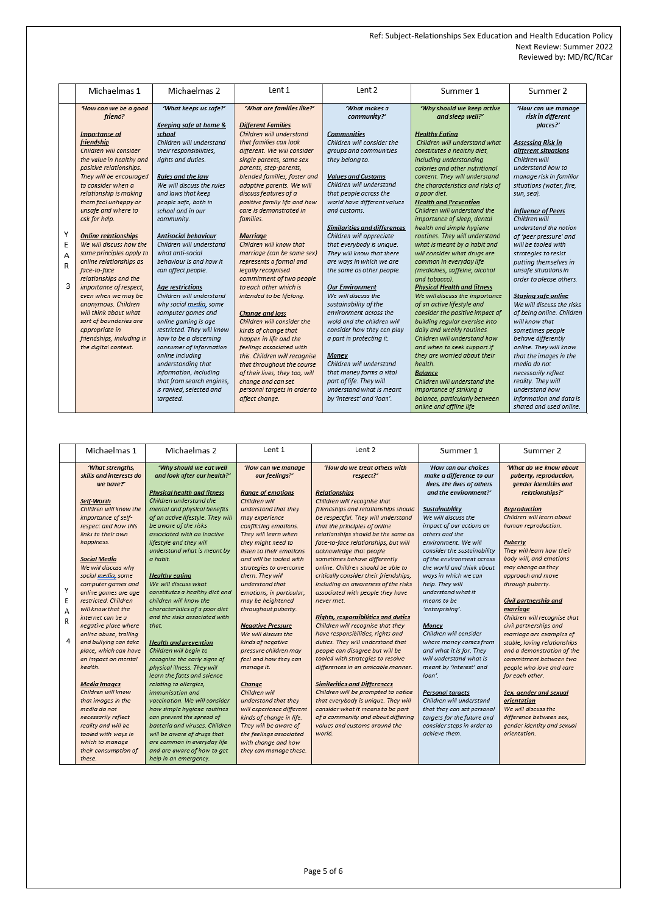| | Michaelmas 1 | Michaelmas 2 | Lent 1 | Lent 2 | Summer 1 | Summer 2 |
|---|---|---|---|---|---|---|
| YEAR 3 | *'How can we be a good friend?'*<br><br>***Importance of friendship***<br>*Children will consider the value in healthy and positive relationships. They will be encouraged to consider when a relationship is making them feel unhappy or unsafe and where to ask for help.*<br><br>***Online relationships***<br>*We will discuss how the same principles apply to online relationships as face-to-face relationships and the importance of respect, even when we may be anonymous. Children will think about what sort of boundaries are appropriate in friendships, including in the digital context.* | *'What keeps us safe?'*<br><br>***Keeping safe at home & school***<br>*Children will understand their responsibilities, rights and duties.*<br><br>***Rules and the law***<br>*We will discuss the rules and laws that keep people safe, both in school and in our community.*<br><br>***Antisocial behaviour***<br>*Children will understand what anti-social behaviour is and how it can affect people.*<br><br>***Age restrictions***<br>*Children will understand why social media, some computer games and online gaming is age restricted. They will know how to be a discerning consumer of information online including understanding that information, including that from search engines, is ranked, selected and targeted.* | *'What are families like?'*<br><br>***Different Families***<br>*Children will understand that families can look different. We will consider single parents, same sex parents, step-parents, blended families, foster and adoptive parents. We will discuss features of a positive family life and how care is demonstrated in families.*<br><br>***Marriage***<br>*Children will know that marriage (can be same sex) represents a formal and legally recognised commitment of two people to each other which is intended to be lifelong.*<br><br>***Change and loss***<br>*Children will consider the kinds of change that happen in life and the feelings associated with this. Children will recognise that throughout the course of their lives, they too, will change and can set personal targets in order to affect change.* | *'What makes a community?'*<br><br>***Communities***<br>*Children will consider the groups and communities they belong to.*<br><br>***Values and Customs***<br>*Children will understand that people across the world have different values and customs.*<br><br>***Similarities and differences***<br>*Children will appreciate that everybody is unique. They will know that there are ways in which we are the same as other people.*<br><br>***Our Environment***<br>*We will discuss the sustainability of the environment across the wold and the children will consider how they can play a part in protecting it.*<br><br>***Money***<br>*Children will understand that money forms a vital part of life. They will understand what is meant by 'interest' and 'loan'.* | *'Why should we keep active and sleep well?'*<br><br>***Healthy Eating***<br>*Children will understand what constitutes a healthy diet, including understanding calories and other nutritional content. They will understand the characteristics and risks of a poor diet.*<br>***Health and Prevention***<br>*Children will understand the importance of sleep, dental health and simple hygiene routines. They will understand what is meant by a habit and will consider what drugs are common in everyday life (medicines, caffeine, alcohol and tobacco).*<br>***Physical Health and fitness***<br>*We will discuss the importance of an active lifestyle and consider the positive impact of building regular exercise into daily and weekly routines. Children will understand how and when to seek support if they are worried about their health.*<br>***Balance***<br>*Children will understand the importance of striking a balance, particularly between online and offline life* | *'How can we manage risk in different places?'*<br><br>***Assessing Risk in different situations***<br>*Children will understand how to manage risk in familiar situations (water, fire, sun, sea).*<br><br>***Influence of Peers***<br>*Children will understand the notion of 'peer pressure' and will be tooled with strategies to resist putting themselves in unsafe situations in order to please others.*<br><br>***Staying safe online***<br>*We will discuss the risks of being online. Children will know that sometimes people behave differently online. They will know that the images in the media do not necessarily reflect reality. They will understand how information and data is shared and used online.* |

| | Michaelmas 1 | Michaelmas 2 | Lent 1 | Lent 2 | Summer 1 | Summer 2 |
|---|---|---|---|---|---|---|
| YEAR 4 | *'What strengths, skills and interests do we have?'*<br><br>***Self-Worth***<br>*Children will know the importance of self-respect and how this links to their own happiness.*<br><br>***Social Media***<br>*We will discuss why social media, some computer games and online games are age restricted. Children will know that the internet can be a negative place where online abuse, trolling and bullying can take place, which can have an impact on mental health.*<br><br>***Media Images***<br>*Children will know that images in the media do not necessarily reflect reality and will be tooled with ways in which to manage their consumption of these.* | *'Why should we eat well and look after our health?'*<br><br>***Physical health and fitness***<br>*Children understand the mental and physical benefits of an active lifestyle. They will be aware of the risks associated with an inactive lifestyle and they will understand what is meant by a habit.*<br><br>***Healthy eating***<br>*We will discuss what constitutes a healthy diet and children will know the characteristics of a poor diet and the risks associated with that.*<br><br>***Health and prevention***<br>*Children will begin to recognise the early signs of physical illness. They will learn the facts and science relating to allergies, immunisation and vaccination. We will consider how simple hygiene routines can prevent the spread of bacteria and viruses. Children will be aware of drugs that are common in everyday life and are aware of how to get help in an emergency.* | *'How can we manage our feelings?'*<br><br>***Range of emotions***<br>*Children will understand that they may experience conflicting emotions. They will learn when they might need to listen to their emotions and will be tooled with strategies to overcome them. They will understand that emotions, in particular, may be heightened throughout puberty.*<br><br>***Negative Pressure***<br>*We will discuss the kinds of negative pressure children may feel and how they can manage it.*<br><br>***Change***<br>*Children will understand that they will experience different kinds of change in life. They will be aware of the feelings associated with change and how they can manage these.* | *'How do we treat others with respect?'*<br><br>***Relationships***<br>*Children will recognise that friendships and relationships should be respectful. They will understand that the principles of online relationships should be the same as face-to-face relationships, but will acknowledge that people sometimes behave differently online. Children should be able to critically consider their friendships, including an awareness of the risks associated with people they have never met.*<br><br>***Rights, responsibilities and duties***<br>*Children will recognise that they have responsibilities, rights and duties. They will understand that people can disagree but will be tooled with strategies to resolve differences in an amicable manner.*<br><br>***Similarities and Differences***<br>*Children will be prompted to notice that everybody is unique. They will consider what it means to be part of a community and about differing values and customs around the world.* | *'How can our choices make a difference to our lives, the lives of others and the environment?'*<br><br>***Sustainability***<br>*We will discuss the impact of our actions on others and the environment. We will consider the sustainability of the environment across the world and think about ways in which we can help. They will understand what it means to be 'enterprising'.*<br><br>***Money***<br>*Children will consider where money comes from and what it is for. They will understand what is meant by 'interest' and 'loan'.*<br><br>***Personal targets***<br>*Children will understand that they can set personal targets for the future and consider steps in order to achieve them.* | *'What do we know about puberty, reproduction, gender identities and relationships?'*<br><br>***Reproduction***<br>*Children will learn about human reproduction.*<br><br>***Puberty***<br>*They will learn how their body will, and emotions may change as they approach and move through puberty.*<br><br>***Civil partnership and marriage***<br>*Children will recognise that civil partnerships and marriage are examples of stable, loving relationships and a demonstration of the commitment between two people who love and care for each other.*<br><br>***Sex, gender and sexual orientation***<br>*We will discuss the difference between sex, gender identity and sexual orientation.* |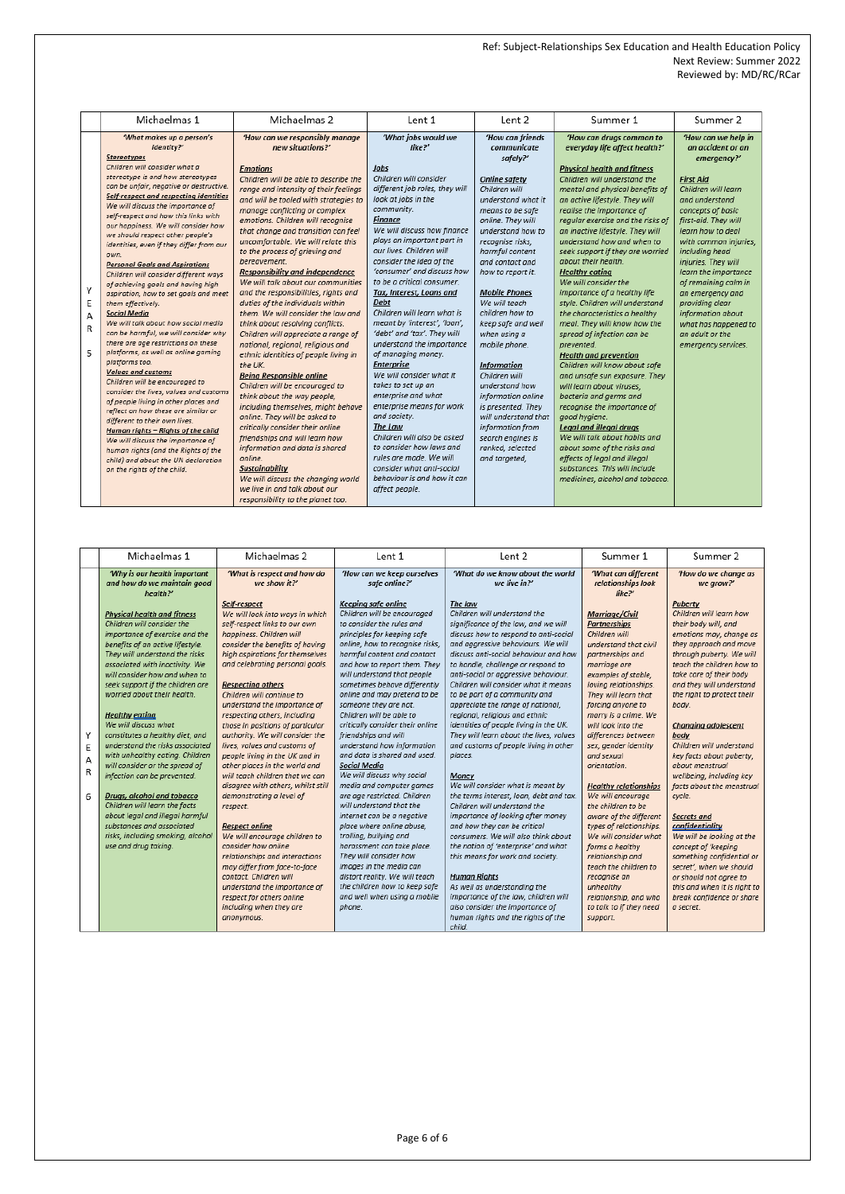| | Michaelmas 1 | Michaelmas 2 | Lent 1 | Lent 2 | Summer 1 | Summer 2 |
|---|---|---|---|---|---|---|
| YEAR 5 | *'What makes up a person's identity?'* **Stereotypes** Children will consider what a stereotype is and how stereotypes can be unfair, negative or destructive. **Self-respect and respecting identities** We will discuss the importance of self-respect and how this links with our happiness. We will consider how we should respect other people's identities, even if they differ from our own. **Personal Goals and Aspirations** Children will consider different ways of achieving goals and having high aspiration, how to set goals and meet them effectively. **Social Media** We will talk about how social media can be harmful, we will consider why there are age restrictions on these platforms, as well as online gaming platforms too. **Values and customs** Children will be encouraged to consider the lives, values and customs of people living in other places and reflect on how these are similar or different to their own lives. **Human rights – Rights of the child** We will discuss the importance of human rights (and the Rights of the child) and about the UN declaration on the rights of the child. | *'How can we responsibly manage new situations?'* **Emotions** Children will be able to describe the range and intensity of their feelings and will be tooled with strategies to manage conflicting or complex emotions. Children will recognise that change and transition can feel uncomfortable. We will relate this to the process of grieving and bereavement. **Responsibility and independence** We will talk about our communities and the responsibilities, rights and duties of the individuals within them. We will consider the law and think about resolving conflicts. Children will appreciate a range of national, regional, religious and ethnic identities of people living in the UK. **Being Responsible online** Children will be encouraged to think about the way people, including themselves, might behave online. They will be asked to critically consider their online friendships and will learn how information and data is shared online. **Sustainability** We will discuss the changing world we live in and talk about our responsibility to the planet too. | *'What jobs would we like?'* **Jobs** Children will consider different job roles, they will look at jobs in the community. **Finance** We will discuss how finance plays an important part in our lives. Children will consider the idea of the 'consumer' and discuss how to be a critical consumer. **Tax, Interest, Loans and Debt** Children will learn what is meant by 'interest', 'loan', 'debt' and 'tax'. They will understand the importance of managing money. **Enterprise** We will consider what it takes to set up an enterprise and what enterprise means for work and society. **The Law** Children will also be asked to consider how laws and rules are made. We will consider what anti-social behaviour is and how it can affect people. | *'How can friends communicate safely?'* **Online safety** Children will understand what it means to be safe online. They will understand how to recognise risks, harmful content and contact and how to report it. **Mobile Phones** We will teach children how to keep safe and well when using a mobile phone. **Information** Children will understand how information online is presented. They will understand that information from search engines is ranked, selected and targeted. | *'How can drugs common to everyday life affect health?'* **Physical health and fitness** Children will understand the mental and physical benefits of an active lifestyle. They will realise the importance of regular exercise and the risks of an inactive lifestyle. They will understand how and when to seek support if they are worried about their health. **Healthy eating** We will consider the importance of a healthy life style. Children will understand the characteristics a healthy meal. They will know how the spread of infection can be prevented. **Health and prevention** Children will know about safe and unsafe sun exposure. They will learn about viruses, bacteria and germs and recognise the importance of good hygiene. **Legal and illegal drugs** We will talk about habits and about some of the risks and effects of legal and illegal substances. This will include medicines, alcohol and tobacco. | *'How can we help in an accident or an emergency?'* **First Aid** Children will learn and understand concepts of basic first-aid. They will learn how to deal with common injuries, including head injuries. They will learn the importance of remaining calm in an emergency and providing clear information about what has happened to an adult or the emergency services. |

| | Michaelmas 1 | Michaelmas 2 | Lent 1 | Lent 2 | Summer 1 | Summer 2 |
|---|---|---|---|---|---|---|
| YEAR 6 | *'Why is our health important and how do we maintain good health?'* **Physical health and fitness** Children will consider the importance of exercise and the benefits of an active lifestyle. They will understand the risks associated with inactivity. We will consider how and when to seek support if the children are worried about their health. **Healthy eating** We will discuss what constitutes a healthy diet, and understand the risks associated with unhealthy eating. Children will consider or the spread of infection can be prevented. **Drugs, alcohol and tobacco** Children will learn the facts about legal and illegal harmful substances and associated risks, including smoking, alcohol use and drug taking. | *'What is respect and how do we show it?'* **Self-respect** We will look into ways in which self-respect links to our own happiness. Children will consider the benefits of having high aspirations for themselves and celebrating personal goals. **Respecting others** Children will continue to understand the importance of respecting others, including those in positions of particular authority. We will consider the lives, values and customs of people living in the UK and in other places in the world and will teach children that we can disagree with others, whilst still demonstrating a level of respect. **Respect online** We will encourage children to consider how online relationships and interactions may differ from face-to-face contact. Children will understand the importance of respect for others online including when they are anonymous. | *'How can we keep ourselves safe online?'* **Keeping safe online** Children will be encouraged to consider the rules and principles for keeping safe online, how to recognise risks, harmful content and contact and how to report them. They will understand that people sometimes behave differently online and may pretend to be someone they are not. Children will be able to critically consider their online friendships and will understand how information and data is shared and used. **Social Media** We will discuss why social media and computer games are age restricted. Children will understand that the internet can be a negative place where online abuse, trolling, bullying and harassment can take place. They will consider how images in the media can distort reality. We will teach the children how to keep safe and well when using a mobile phone. | *'What do we know about the world we live in?'* **The law** Children will understand the significance of the law, and we will discuss how to respond to anti-social and aggressive behaviours. We will discuss anti-social behaviour and how to handle, challenge or respond to anti-social or aggressive behaviour. Children will consider what it means to be part of a community and appreciate the range of national, regional, religious and ethnic identities of people living in the UK. They will learn about the lives, values and customs of people living in other places. **Money** We will consider what is meant by the terms interest, loan, debt and tax. Children will understand the importance of looking after money and how they can be critical consumers. We will also think about the notion of 'enterprise' and what this means for work and society. **Human Rights** As well as understanding the importance of the law, children will also consider the importance of human rights and the rights of the child. | *'What can different relationships look like?'* **Marriage/Civil Partnerships** Children will understand that civil partnerships and marriage are examples of stable, loving relationships. They will learn that forcing anyone to marry is a crime. We will look into the differences between sex, gender identity and sexual orientation. **Healthy relationships** We will encourage the children to be aware of the different types of relationships. We will consider what forms a healthy relationship and teach the children to recognise an unhealthy relationship, and who to talk to if they need support. | *'How do we change as we grow?'* **Puberty** Children will learn how their body will, and emotions may, change as they approach and move through puberty. We will teach the children how to take care of their body and they will understand the right to protect their body. **Changing adolescent body** Children will understand key facts about puberty, about menstrual wellbeing, including key facts about the menstrual cycle. **Secrets and confidentiality** We will be looking at the concept of 'keeping something confidential or secret', when we should or should not agree to this and when it is right to break confidence or share a secret. |